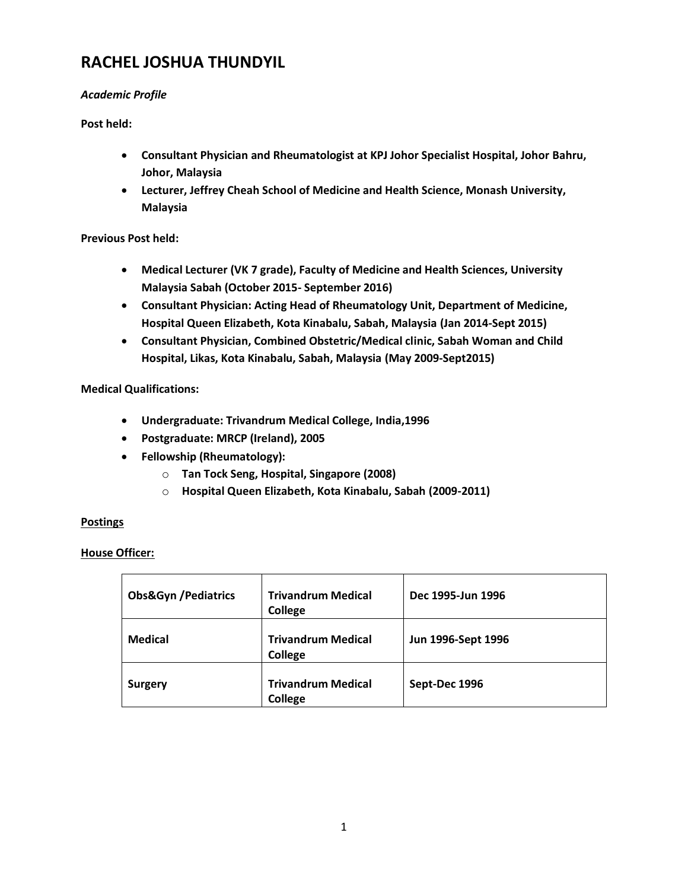# RACHEL JOSHUA THUNDYIL

***Academic Profile***

**Post held:**

- **Consultant Physician and Rheumatologist at KPJ Johor Specialist Hospital, Johor Bahru, Johor, Malaysia**
- **Lecturer, Jeffrey Cheah School of Medicine and Health Science, Monash University, Malaysia**

**Previous Post held:**

- **Medical Lecturer (VK 7 grade), Faculty of Medicine and Health Sciences, University Malaysia Sabah (October 2015- September 2016)**
- **Consultant Physician: Acting Head of Rheumatology Unit, Department of Medicine, Hospital Queen Elizabeth, Kota Kinabalu, Sabah, Malaysia (Jan 2014-Sept 2015)**
- **Consultant Physician, Combined Obstetric/Medical clinic, Sabah Woman and Child Hospital, Likas, Kota Kinabalu, Sabah, Malaysia (May 2009-Sept2015)**

**Medical Qualifications:**

- **Undergraduate: Trivandrum Medical College, India,1996**
- **Postgraduate: MRCP (Ireland), 2005**
- **Fellowship (Rheumatology):**
  - **Tan Tock Seng, Hospital, Singapore (2008)**
  - **Hospital Queen Elizabeth, Kota Kinabalu, Sabah (2009-2011)**

**<u>Postings</u>**

**<u>House Officer:</u>**

| | | |
|---|---|---|
| **Obs&Gyn /Pediatrics** | **Trivandrum Medical College** | **Dec 1995-Jun 1996** |
| **Medical** | **Trivandrum Medical College** | **Jun 1996-Sept 1996** |
| **Surgery** | **Trivandrum Medical College** | **Sept-Dec 1996** |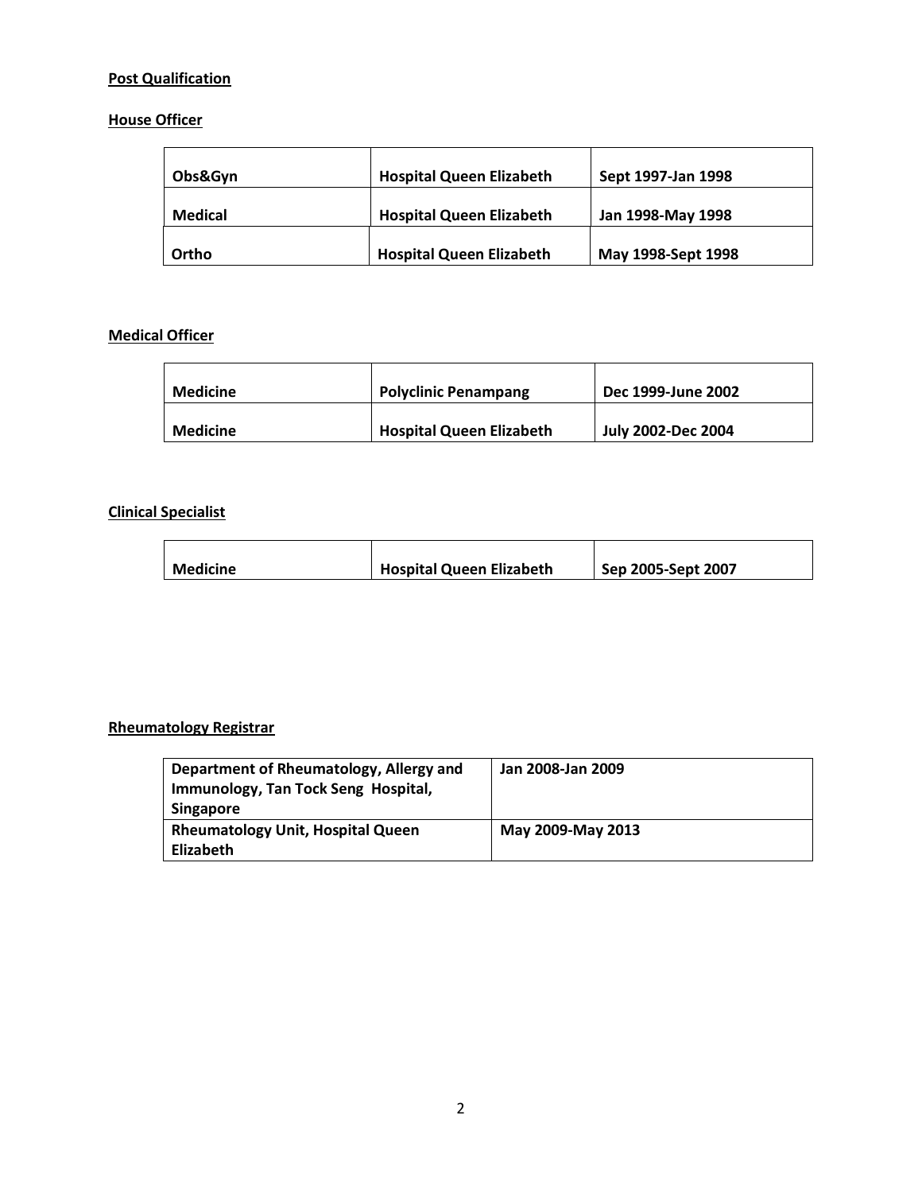**Post Qualification**

**House Officer**

| | | |
|---|---|---|
| **Obs&Gyn** | **Hospital Queen Elizabeth** | **Sept 1997-Jan 1998** |
| **Medical** | **Hospital Queen Elizabeth** | **Jan 1998-May 1998** |
| **Ortho** | **Hospital Queen Elizabeth** | **May 1998-Sept 1998** |

**Medical Officer**

| | | |
|---|---|---|
| **Medicine** | **Polyclinic Penampang** | **Dec 1999-June 2002** |
| **Medicine** | **Hospital Queen Elizabeth** | **July 2002-Dec 2004** |

**Clinical Specialist**

| | | |
|---|---|---|
| **Medicine** | **Hospital Queen Elizabeth** | **Sep 2005-Sept 2007** |

**Rheumatology Registrar**

| | |
|---|---|
| **Department of Rheumatology, Allergy and Immunology, Tan Tock Seng Hospital, Singapore** | **Jan 2008-Jan 2009** |
| **Rheumatology Unit, Hospital Queen Elizabeth** | **May 2009-May 2013** |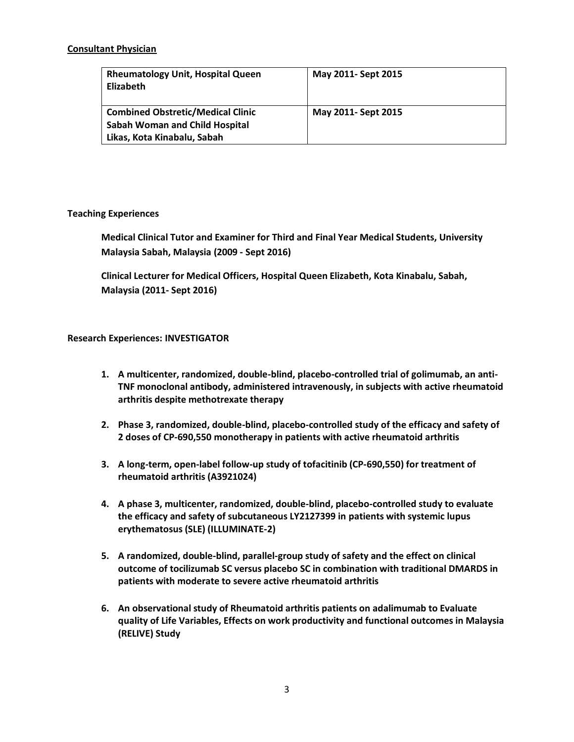**Consultant Physician**

| **Rheumatology Unit, Hospital Queen Elizabeth** | **May 2011- Sept 2015** |
| --- | --- |
| **Combined Obstretic/Medical Clinic Sabah Woman and Child Hospital Likas, Kota Kinabalu, Sabah** | **May 2011- Sept 2015** |

**Teaching Experiences**

**Medical Clinical Tutor and Examiner for Third and Final Year Medical Students, University Malaysia Sabah, Malaysia (2009 - Sept 2016)**

**Clinical Lecturer for Medical Officers, Hospital Queen Elizabeth, Kota Kinabalu, Sabah, Malaysia (2011- Sept 2016)**

**Research Experiences: INVESTIGATOR**

1. **A multicenter, randomized, double-blind, placebo-controlled trial of golimumab, an anti-TNF monoclonal antibody, administered intravenously, in subjects with active rheumatoid arthritis despite methotrexate therapy**
2. **Phase 3, randomized, double-blind, placebo-controlled study of the efficacy and safety of 2 doses of CP-690,550 monotherapy in patients with active rheumatoid arthritis**
3. **A long-term, open-label follow-up study of tofacitinib (CP-690,550) for treatment of rheumatoid arthritis (A3921024)**
4. **A phase 3, multicenter, randomized, double-blind, placebo-controlled study to evaluate the efficacy and safety of subcutaneous LY2127399 in patients with systemic lupus erythematosus (SLE) (ILLUMINATE-2)**
5. **A randomized, double-blind, parallel-group study of safety and the effect on clinical outcome of tocilizumab SC versus placebo SC in combination with traditional DMARDS in patients with moderate to severe active rheumatoid arthritis**
6. **An observational study of Rheumatoid arthritis patients on adalimumab to Evaluate quality of Life Variables, Effects on work productivity and functional outcomes in Malaysia (RELIVE) Study**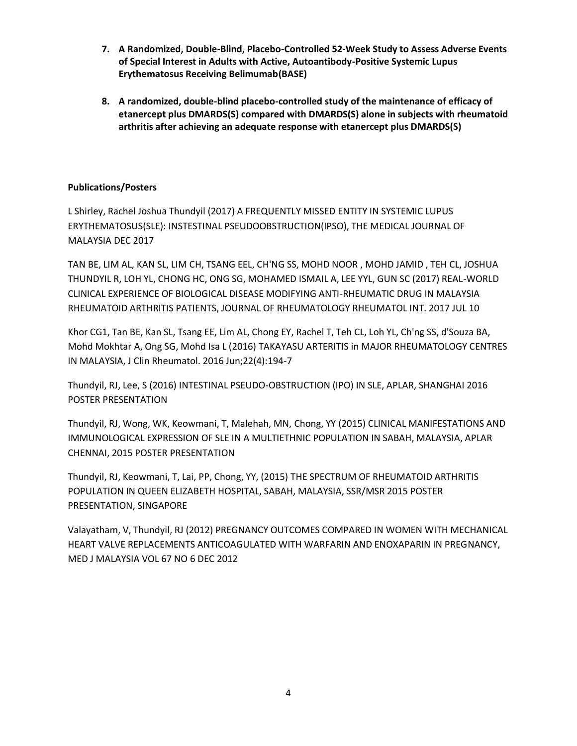7. **A Randomized, Double-Blind, Placebo-Controlled 52-Week Study to Assess Adverse Events of Special Interest in Adults with Active, Autoantibody-Positive Systemic Lupus Erythematosus Receiving Belimumab(BASE)**

8. **A randomized, double-blind placebo-controlled study of the maintenance of efficacy of etanercept plus DMARDS(S) compared with DMARDS(S) alone in subjects with rheumatoid arthritis after achieving an adequate response with etanercept plus DMARDS(S)**

**Publications/Posters**

L Shirley, Rachel Joshua Thundyil (2017) A FREQUENTLY MISSED ENTITY IN SYSTEMIC LUPUS ERYTHEMATOSUS(SLE): INSTESTINAL PSEUDOOBSTRUCTION(IPSO), THE MEDICAL JOURNAL OF MALAYSIA DEC 2017

TAN BE, LIM AL, KAN SL, LIM CH, TSANG EEL, CH'NG SS, MOHD NOOR , MOHD JAMID , TEH CL, JOSHUA THUNDYIL R, LOH YL, CHONG HC, ONG SG, MOHAMED ISMAIL A, LEE YYL, GUN SC (2017) REAL-WORLD CLINICAL EXPERIENCE OF BIOLOGICAL DISEASE MODIFYING ANTI-RHEUMATIC DRUG IN MALAYSIA RHEUMATOID ARTHRITIS PATIENTS, JOURNAL OF RHEUMATOLOGY RHEUMATOL INT. 2017 JUL 10

Khor CG1, Tan BE, Kan SL, Tsang EE, Lim AL, Chong EY, Rachel T, Teh CL, Loh YL, Ch'ng SS, d'Souza BA, Mohd Mokhtar A, Ong SG, Mohd Isa L (2016) TAKAYASU ARTERITIS in MAJOR RHEUMATOLOGY CENTRES IN MALAYSIA, J Clin Rheumatol. 2016 Jun;22(4):194-7

Thundyil, RJ, Lee, S (2016) INTESTINAL PSEUDO-OBSTRUCTION (IPO) IN SLE, APLAR, SHANGHAI 2016 POSTER PRESENTATION

Thundyil, RJ, Wong, WK, Keowmani, T, Malehah, MN, Chong, YY (2015) CLINICAL MANIFESTATIONS AND IMMUNOLOGICAL EXPRESSION OF SLE IN A MULTIETHNIC POPULATION IN SABAH, MALAYSIA, APLAR CHENNAI, 2015 POSTER PRESENTATION

Thundyil, RJ, Keowmani, T, Lai, PP, Chong, YY, (2015) THE SPECTRUM OF RHEUMATOID ARTHRITIS POPULATION IN QUEEN ELIZABETH HOSPITAL, SABAH, MALAYSIA, SSR/MSR 2015 POSTER PRESENTATION, SINGAPORE

Valayatham, V, Thundyil, RJ (2012) PREGNANCY OUTCOMES COMPARED IN WOMEN WITH MECHANICAL HEART VALVE REPLACEMENTS ANTICOAGULATED WITH WARFARIN AND ENOXAPARIN IN PREGNANCY, MED J MALAYSIA VOL 67 NO 6 DEC 2012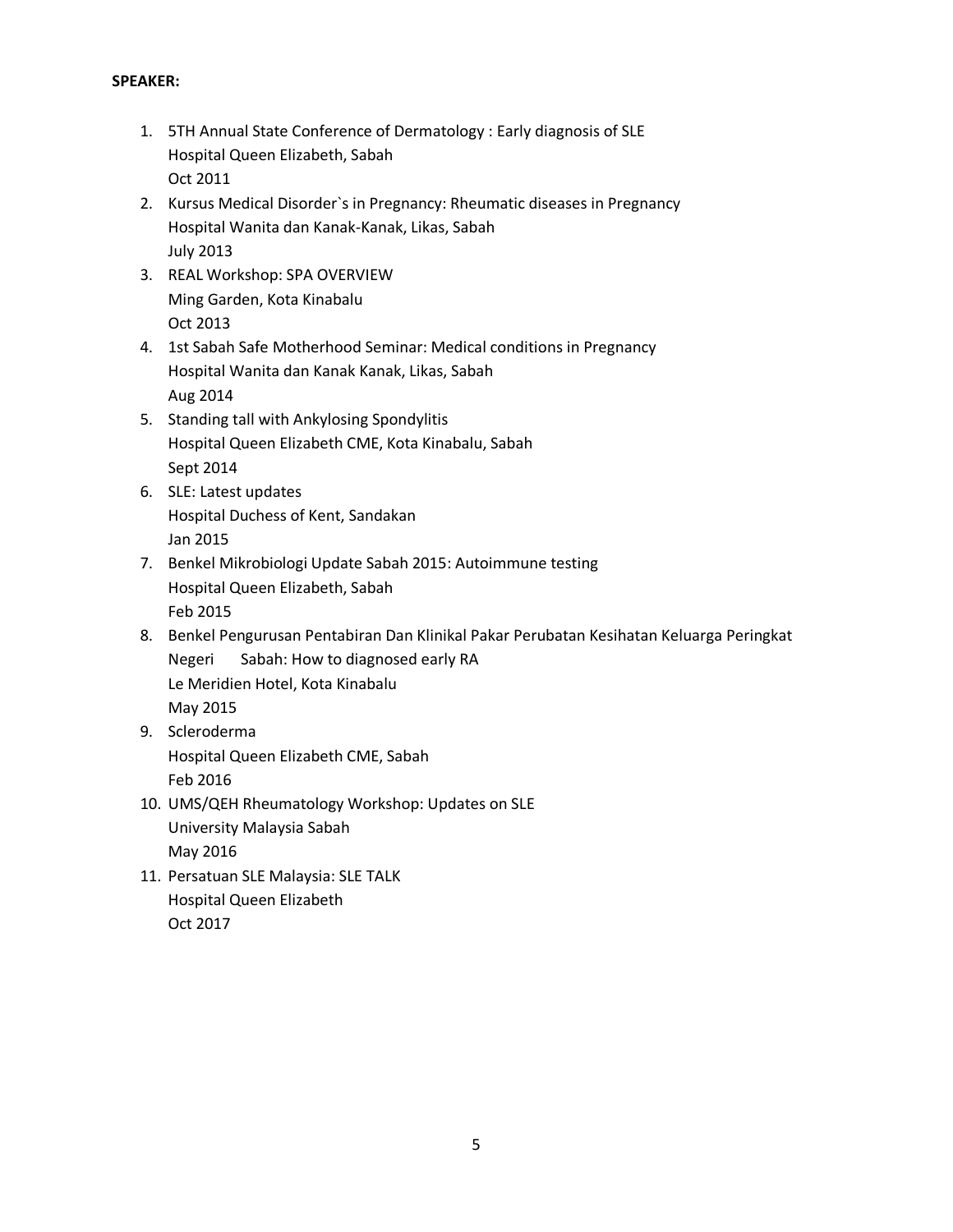**SPEAKER:**

1. 5TH Annual State Conference of Dermatology : Early diagnosis of SLE
   Hospital Queen Elizabeth, Sabah
   Oct 2011
2. Kursus Medical Disorder`s in Pregnancy: Rheumatic diseases in Pregnancy
   Hospital Wanita dan Kanak-Kanak, Likas, Sabah
   July 2013
3. REAL Workshop: SPA OVERVIEW
   Ming Garden, Kota Kinabalu
   Oct 2013
4. 1st Sabah Safe Motherhood Seminar: Medical conditions in Pregnancy
   Hospital Wanita dan Kanak Kanak, Likas, Sabah
   Aug 2014
5. Standing tall with Ankylosing Spondylitis
   Hospital Queen Elizabeth CME, Kota Kinabalu, Sabah
   Sept 2014
6. SLE: Latest updates
   Hospital Duchess of Kent, Sandakan
   Jan 2015
7. Benkel Mikrobiologi Update Sabah 2015: Autoimmune testing
   Hospital Queen Elizabeth, Sabah
   Feb 2015
8. Benkel Pengurusan Pentabiran Dan Klinikal Pakar Perubatan Kesihatan Keluarga Peringkat Negeri Sabah: How to diagnosed early RA
   Le Meridien Hotel, Kota Kinabalu
   May 2015
9. Scleroderma
   Hospital Queen Elizabeth CME, Sabah
   Feb 2016
10. UMS/QEH Rheumatology Workshop: Updates on SLE
    University Malaysia Sabah
    May 2016
11. Persatuan SLE Malaysia: SLE TALK
    Hospital Queen Elizabeth
    Oct 2017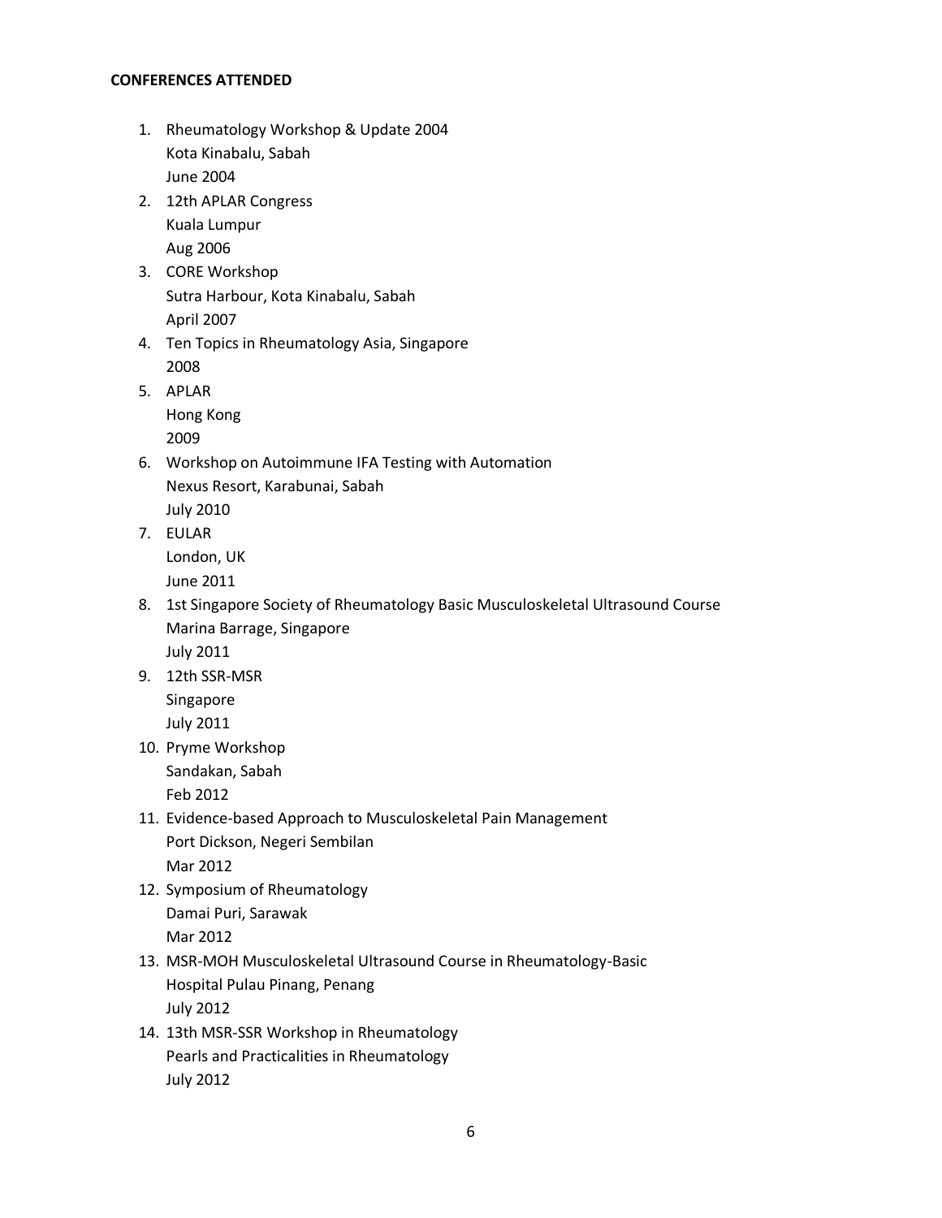**CONFERENCES ATTENDED**

1. Rheumatology Workshop & Update 2004
   Kota Kinabalu, Sabah
   June 2004
2. 12th APLAR Congress
   Kuala Lumpur
   Aug 2006
3. CORE Workshop
   Sutra Harbour, Kota Kinabalu, Sabah
   April 2007
4. Ten Topics in Rheumatology Asia, Singapore
   2008
5. APLAR
   Hong Kong
   2009
6. Workshop on Autoimmune IFA Testing with Automation
   Nexus Resort, Karabunai, Sabah
   July 2010
7. EULAR
   London, UK
   June 2011
8. 1st Singapore Society of Rheumatology Basic Musculoskeletal Ultrasound Course
   Marina Barrage, Singapore
   July 2011
9. 12th SSR-MSR
   Singapore
   July 2011
10. Pryme Workshop
    Sandakan, Sabah
    Feb 2012
11. Evidence-based Approach to Musculoskeletal Pain Management
    Port Dickson, Negeri Sembilan
    Mar 2012
12. Symposium of Rheumatology
    Damai Puri, Sarawak
    Mar 2012
13. MSR-MOH Musculoskeletal Ultrasound Course in Rheumatology-Basic
    Hospital Pulau Pinang, Penang
    July 2012
14. 13th MSR-SSR Workshop in Rheumatology
    Pearls and Practicalities in Rheumatology
    July 2012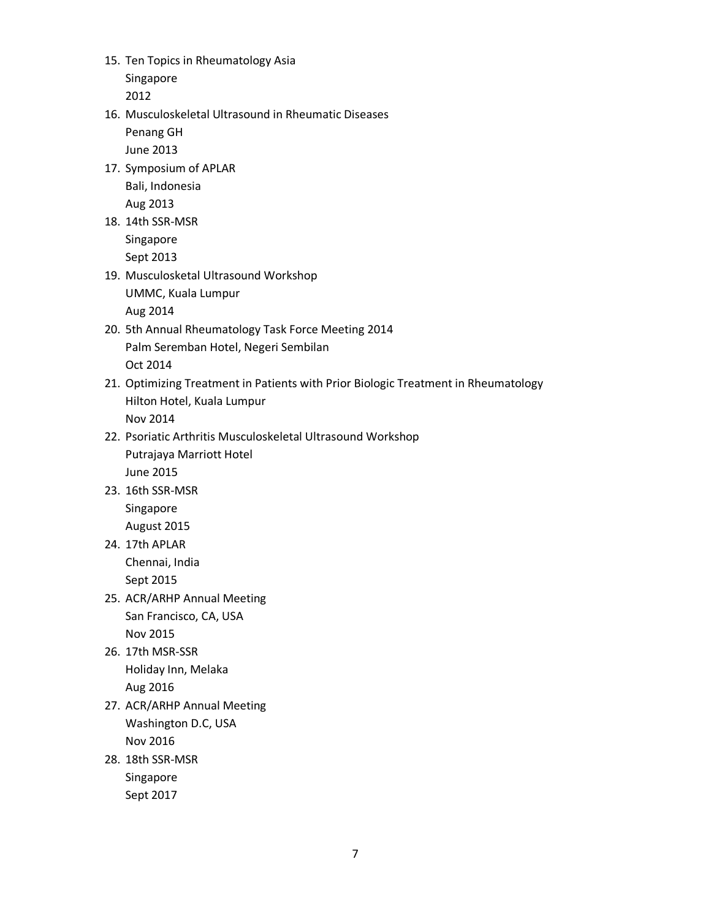15. Ten Topics in Rheumatology Asia
    Singapore
    2012
16. Musculoskeletal Ultrasound in Rheumatic Diseases
    Penang GH
    June 2013
17. Symposium of APLAR
    Bali, Indonesia
    Aug 2013
18. 14th SSR-MSR
    Singapore
    Sept 2013
19. Musculosketal Ultrasound Workshop
    UMMC, Kuala Lumpur
    Aug 2014
20. 5th Annual Rheumatology Task Force Meeting 2014
    Palm Seremban Hotel, Negeri Sembilan
    Oct 2014
21. Optimizing Treatment in Patients with Prior Biologic Treatment in Rheumatology
    Hilton Hotel, Kuala Lumpur
    Nov 2014
22. Psoriatic Arthritis Musculoskeletal Ultrasound Workshop
    Putrajaya Marriott Hotel
    June 2015
23. 16th SSR-MSR
    Singapore
    August 2015
24. 17th APLAR
    Chennai, India
    Sept 2015
25. ACR/ARHP Annual Meeting
    San Francisco, CA, USA
    Nov 2015
26. 17th MSR-SSR
    Holiday Inn, Melaka
    Aug 2016
27. ACR/ARHP Annual Meeting
    Washington D.C, USA
    Nov 2016
28. 18th SSR-MSR
    Singapore
    Sept 2017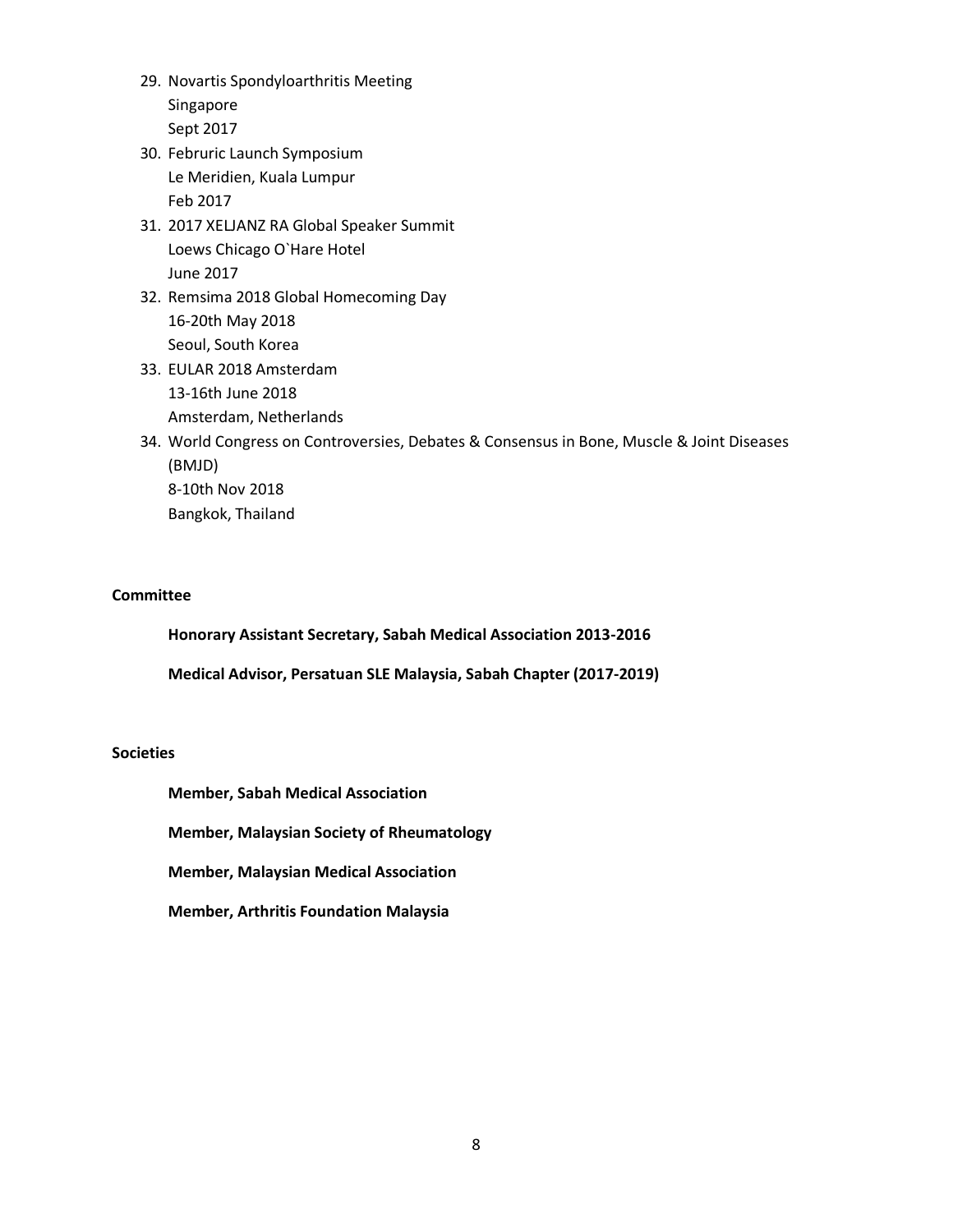29. Novartis Spondyloarthritis Meeting
    Singapore
    Sept 2017
30. Februric Launch Symposium
    Le Meridien, Kuala Lumpur
    Feb 2017
31. 2017 XELJANZ RA Global Speaker Summit
    Loews Chicago O`Hare Hotel
    June 2017
32. Remsima 2018 Global Homecoming Day
    16-20th May 2018
    Seoul, South Korea
33. EULAR 2018 Amsterdam
    13-16th June 2018
    Amsterdam, Netherlands
34. World Congress on Controversies, Debates & Consensus in Bone, Muscle & Joint Diseases (BMJD)
    8-10th Nov 2018
    Bangkok, Thailand

**Committee**

**Honorary Assistant Secretary, Sabah Medical Association 2013-2016**

**Medical Advisor, Persatuan SLE Malaysia, Sabah Chapter (2017-2019)**

**Societies**

**Member, Sabah Medical Association**

**Member, Malaysian Society of Rheumatology**

**Member, Malaysian Medical Association**

**Member, Arthritis Foundation Malaysia**